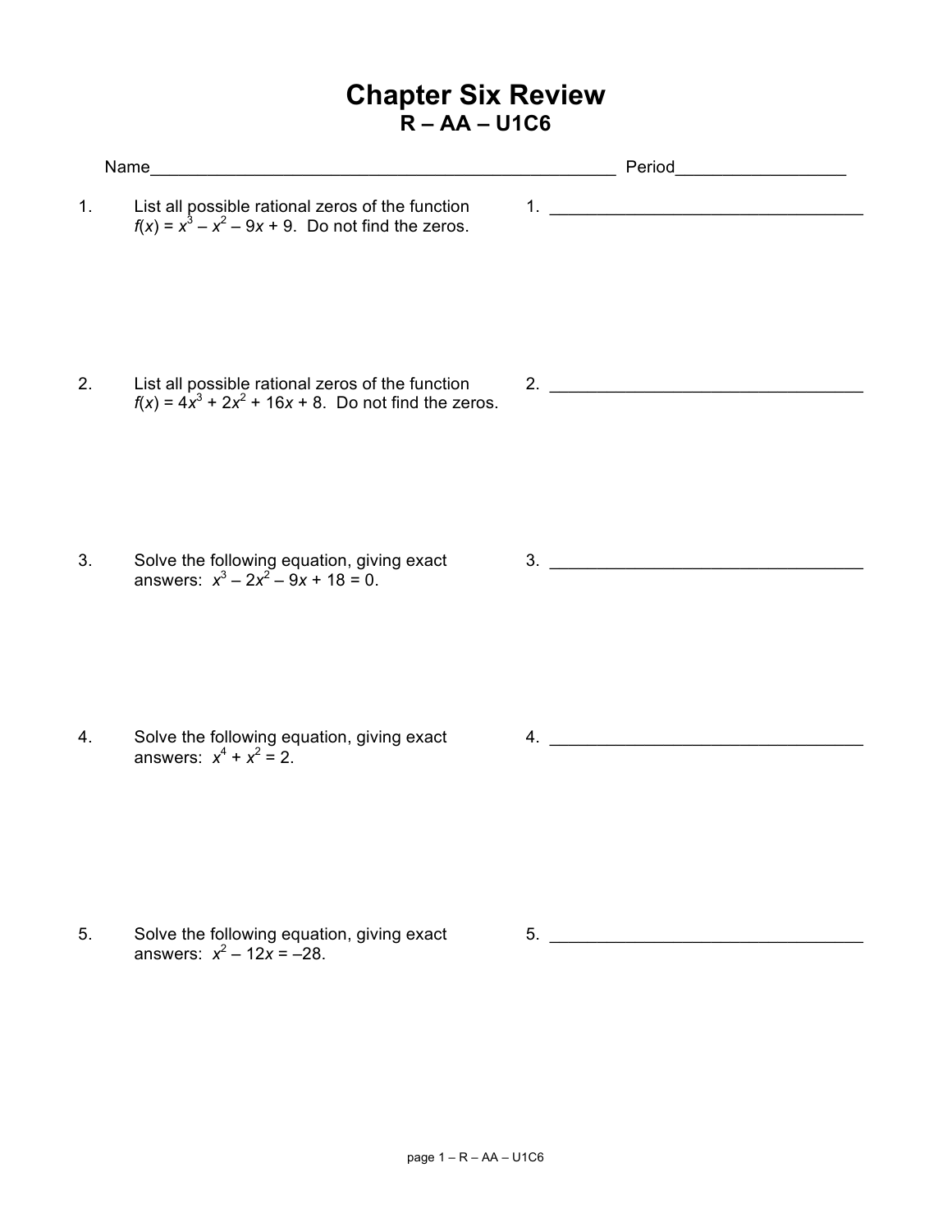# Chapter Six Review

## R – AA – U1C6

Name\_\_\_\_\_\_\_\_\_\_\_\_\_\_\_\_\_\_\_\_\_\_\_\_\_\_\_\_\_\_\_\_\_\_\_\_\_\_\_\_\_\_\_\_\_\_\_\_ Period\_\_\_\_\_\_\_\_\_\_\_\_\_\_\_\_\_\_

1. List all possible rational zeros of the function $f(x) = x^3 - x^2 - 9x + 9$. Do not find the zeros.

   1. \_\_\_\_\_\_\_\_\_\_\_\_\_\_\_\_\_\_\_\_\_\_\_\_\_\_\_\_\_\_\_\_\_\_

2. List all possible rational zeros of the function $f(x) = 4x^3 + 2x^2 + 16x + 8$. Do not find the zeros.

   2. \_\_\_\_\_\_\_\_\_\_\_\_\_\_\_\_\_\_\_\_\_\_\_\_\_\_\_\_\_\_\_\_\_\_

3. Solve the following equation, giving exact answers: $x^3 - 2x^2 - 9x + 18 = 0$.

   3. \_\_\_\_\_\_\_\_\_\_\_\_\_\_\_\_\_\_\_\_\_\_\_\_\_\_\_\_\_\_\_\_\_\_

4. Solve the following equation, giving exact answers: $x^4 + x^2 = 2$.

   4. \_\_\_\_\_\_\_\_\_\_\_\_\_\_\_\_\_\_\_\_\_\_\_\_\_\_\_\_\_\_\_\_\_\_

5. Solve the following equation, giving exact answers: $x^2 - 12x = -28$.

   5. \_\_\_\_\_\_\_\_\_\_\_\_\_\_\_\_\_\_\_\_\_\_\_\_\_\_\_\_\_\_\_\_\_\_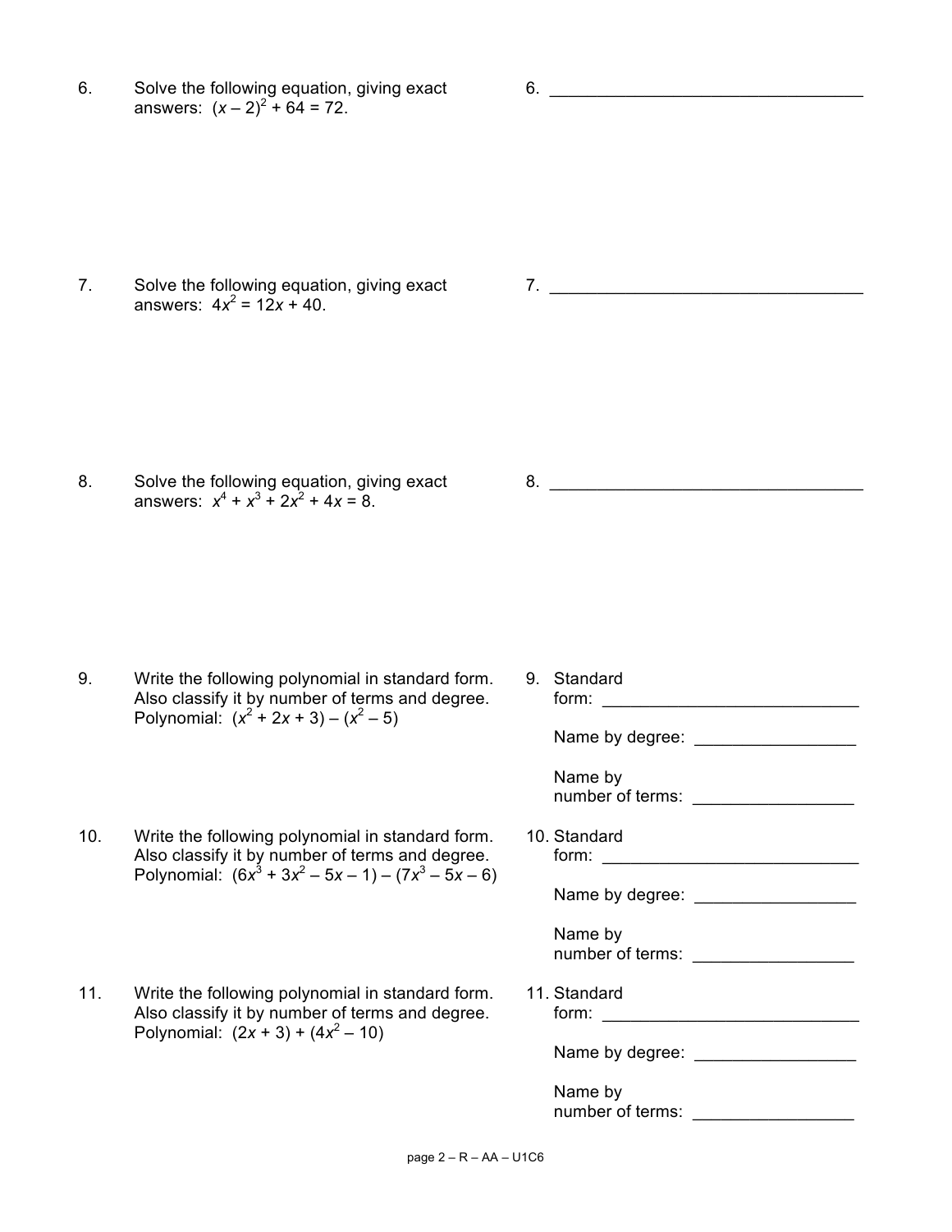6. Solve the following equation, giving exact answers: $(x - 2)^2 + 64 = 72$.

6. ___________________________________

7. Solve the following equation, giving exact answers: $4x^2 = 12x + 40$.

7. ___________________________________

8. Solve the following equation, giving exact answers: $x^4 + x^3 + 2x^2 + 4x = 8$.

8. ___________________________________

9. Write the following polynomial in standard form. Also classify it by number of terms and degree. Polynomial: $(x^2 + 2x + 3) - (x^2 - 5)$

9. Standard form: ___________________________

Name by degree: _________________

Name by number of terms: _________________

10. Write the following polynomial in standard form. Also classify it by number of terms and degree. Polynomial: $(6x^3 + 3x^2 - 5x - 1) - (7x^3 - 5x - 6)$

10. Standard form: ___________________________

Name by degree: _________________

Name by number of terms: _________________

11. Write the following polynomial in standard form. Also classify it by number of terms and degree. Polynomial: $(2x + 3) + (4x^2 - 10)$

11. Standard form: ___________________________

Name by degree: _________________

Name by number of terms: _________________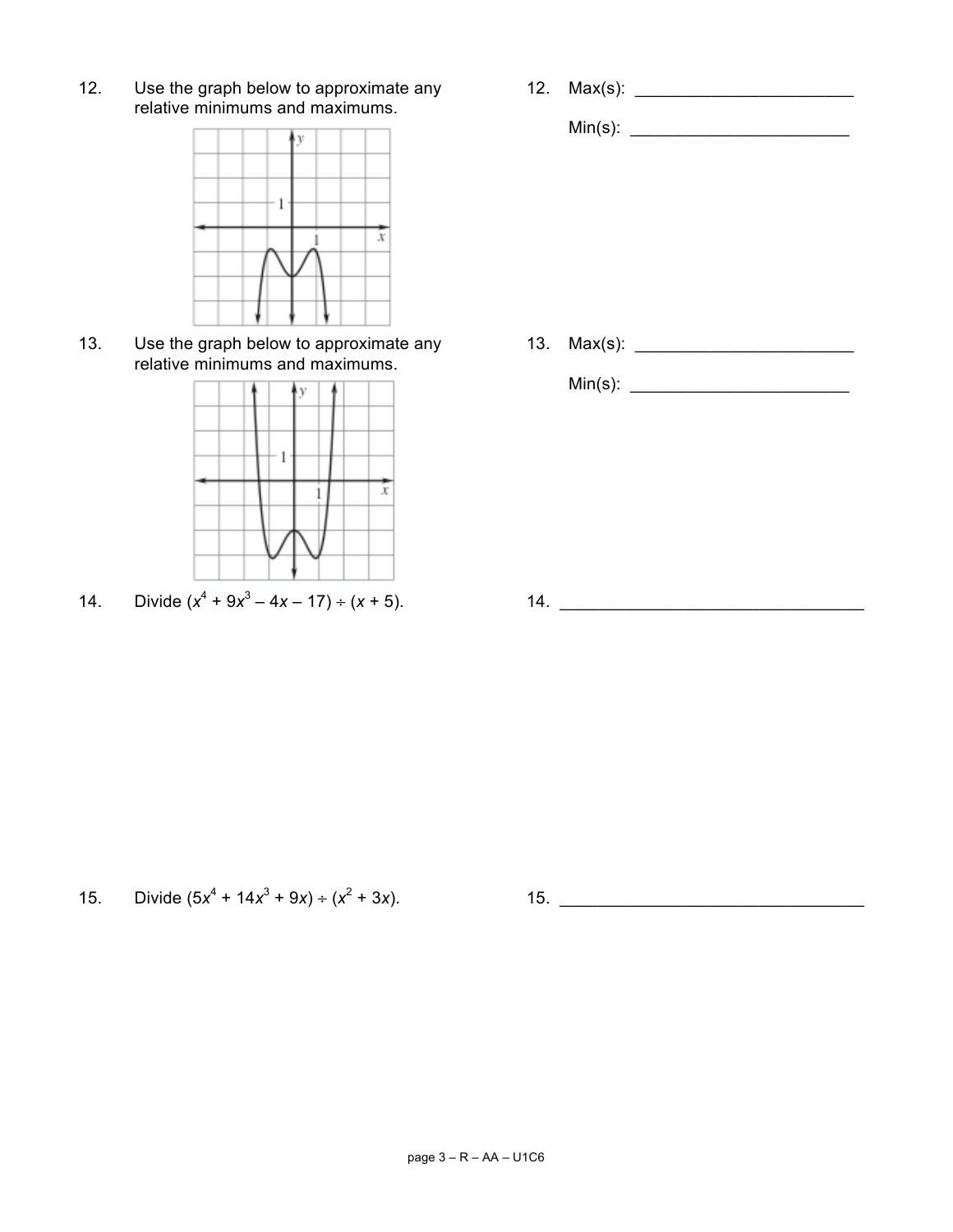12. Use the graph below to approximate any relative minimums and maximums.

12. Max(s): ______________________

Min(s): ______________________

13. Use the graph below to approximate any relative minimums and maximums.

13. Max(s): ______________________

Min(s): ______________________

14. Divide $(x^4 + 9x^3 - 4x - 17) \div (x + 5)$.

14. ______________________________

15. Divide $(5x^4 + 14x^3 + 9x) \div (x^2 + 3x)$.

15. ______________________________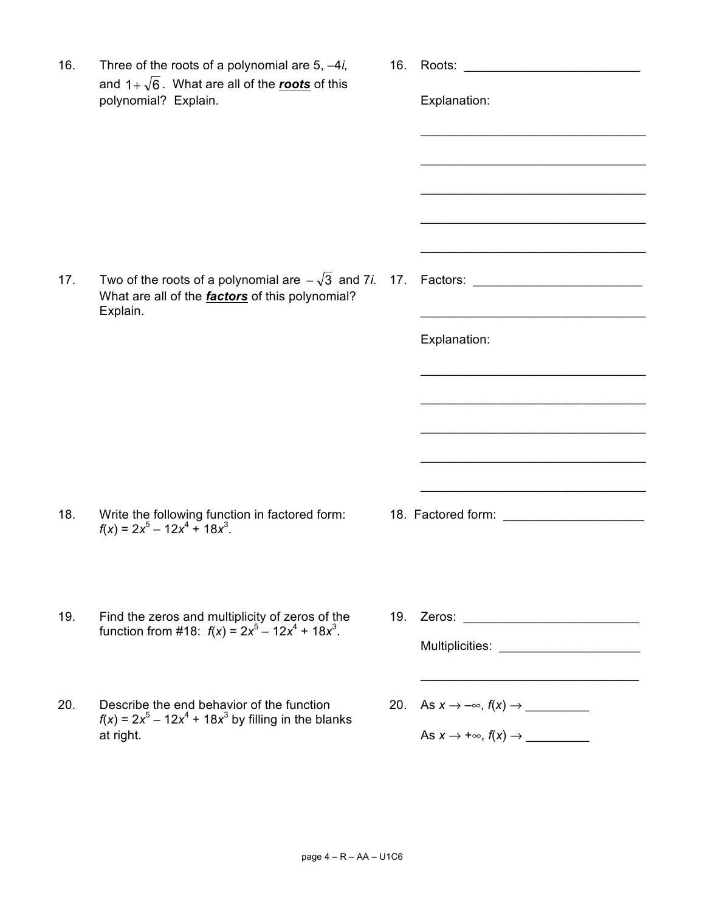16. Three of the roots of a polynomial are 5, $-4i$, and $1+\sqrt{6}$. What are all of the ***roots*** of this polynomial? Explain.

16. Roots: ________________________

Explanation:

________________________________

________________________________

________________________________

________________________________

________________________________

17. Two of the roots of a polynomial are $-\sqrt{3}$ and $7i$. What are all of the ***factors*** of this polynomial? Explain.

17. Factors: ________________________

________________________________

Explanation:

________________________________

________________________________

________________________________

________________________________

________________________________

18. Write the following function in factored form: $f(x) = 2x^5 - 12x^4 + 18x^3$.

18. Factored form: ____________________

19. Find the zeros and multiplicity of zeros of the function from #18: $f(x) = 2x^5 - 12x^4 + 18x^3$.

19. Zeros: ________________________

Multiplicities: ____________________

________________________________

20. Describe the end behavior of the function $f(x) = 2x^5 - 12x^4 + 18x^3$ by filling in the blanks at right.

20. As $x \to -\infty$, $f(x) \to$ _________

As $x \to +\infty$, $f(x) \to$ _________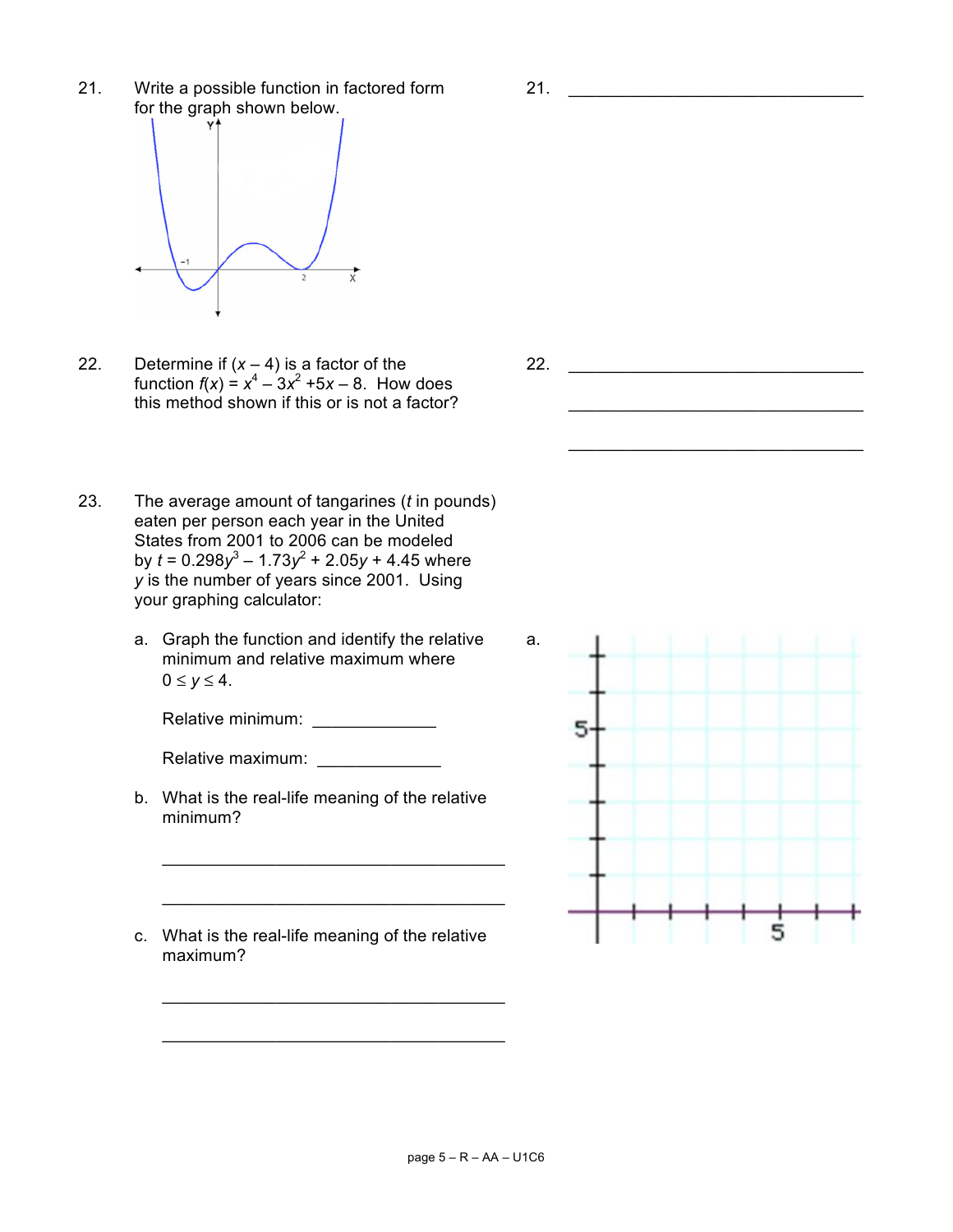21. Write a possible function in factored form for the graph shown below.

21. ______________________________

22. Determine if $(x - 4)$ is a factor of the function $f(x) = x^4 - 3x^2 + 5x - 8$. How does this method shown if this or is not a factor?

22. ______________________________

______________________________

______________________________

23. The average amount of tangarines ($t$ in pounds) eaten per person each year in the United States from 2001 to 2006 can be modeled by $t = 0.298y^3 - 1.73y^2 + 2.05y + 4.45$ where $y$ is the number of years since 2001. Using your graphing calculator:

   a. Graph the function and identify the relative minimum and relative maximum where $0 \le y \le 4$.

      Relative minimum: ____________

      Relative maximum: ____________

   b. What is the real-life meaning of the relative minimum?

      ______________________________

      ______________________________

   c. What is the real-life meaning of the relative maximum?

      ______________________________

      ______________________________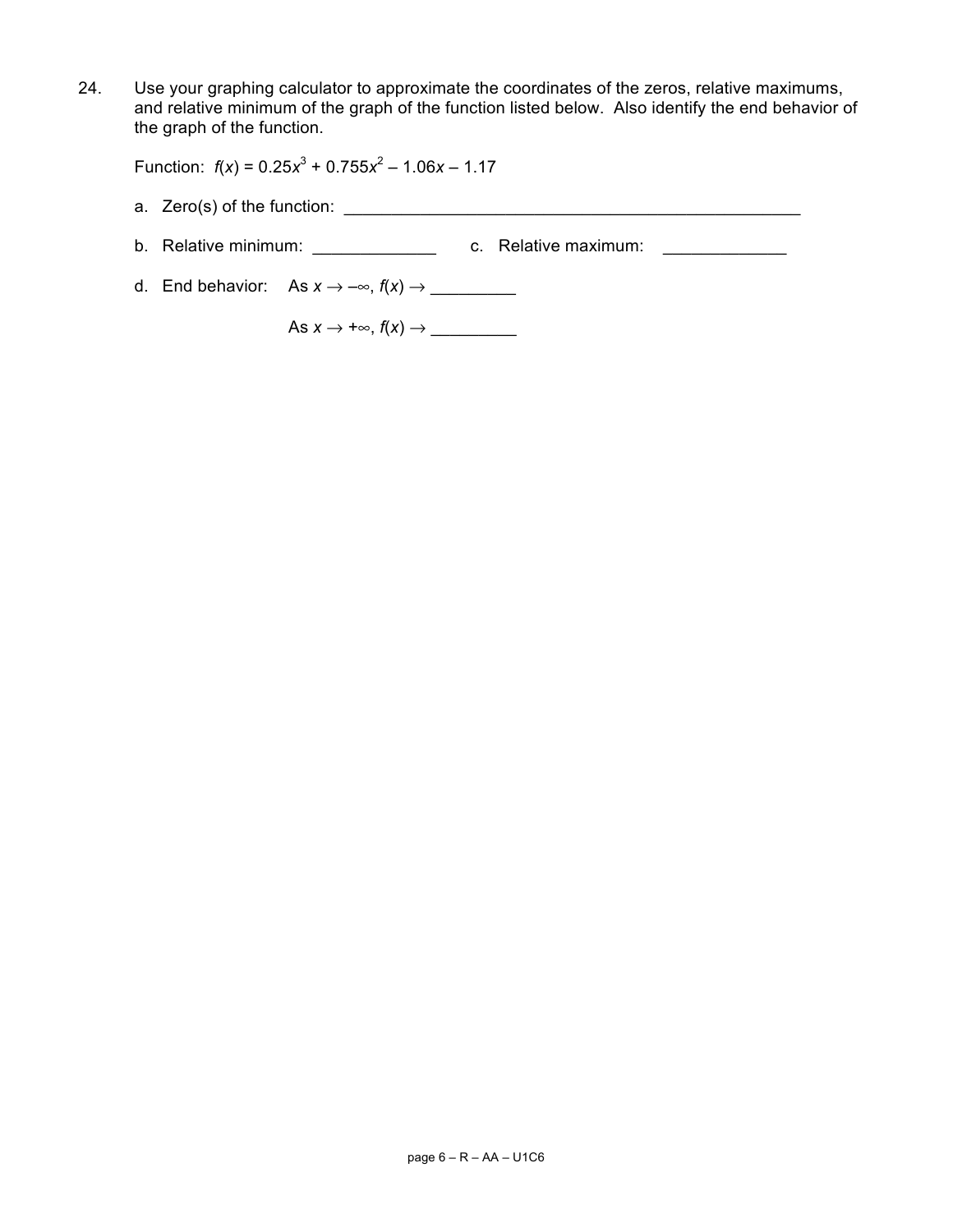24. Use your graphing calculator to approximate the coordinates of the zeros, relative maximums, and relative minimum of the graph of the function listed below. Also identify the end behavior of the graph of the function.

Function: $f(x) = 0.25x^3 + 0.755x^2 - 1.06x - 1.17$

a. Zero(s) of the function: ______________________________________________

b. Relative minimum: ____________ c. Relative maximum: ____________

d. End behavior: As $x \to -\infty$, $f(x) \to$ ________

As $x \to +\infty$, $f(x) \to$ ________